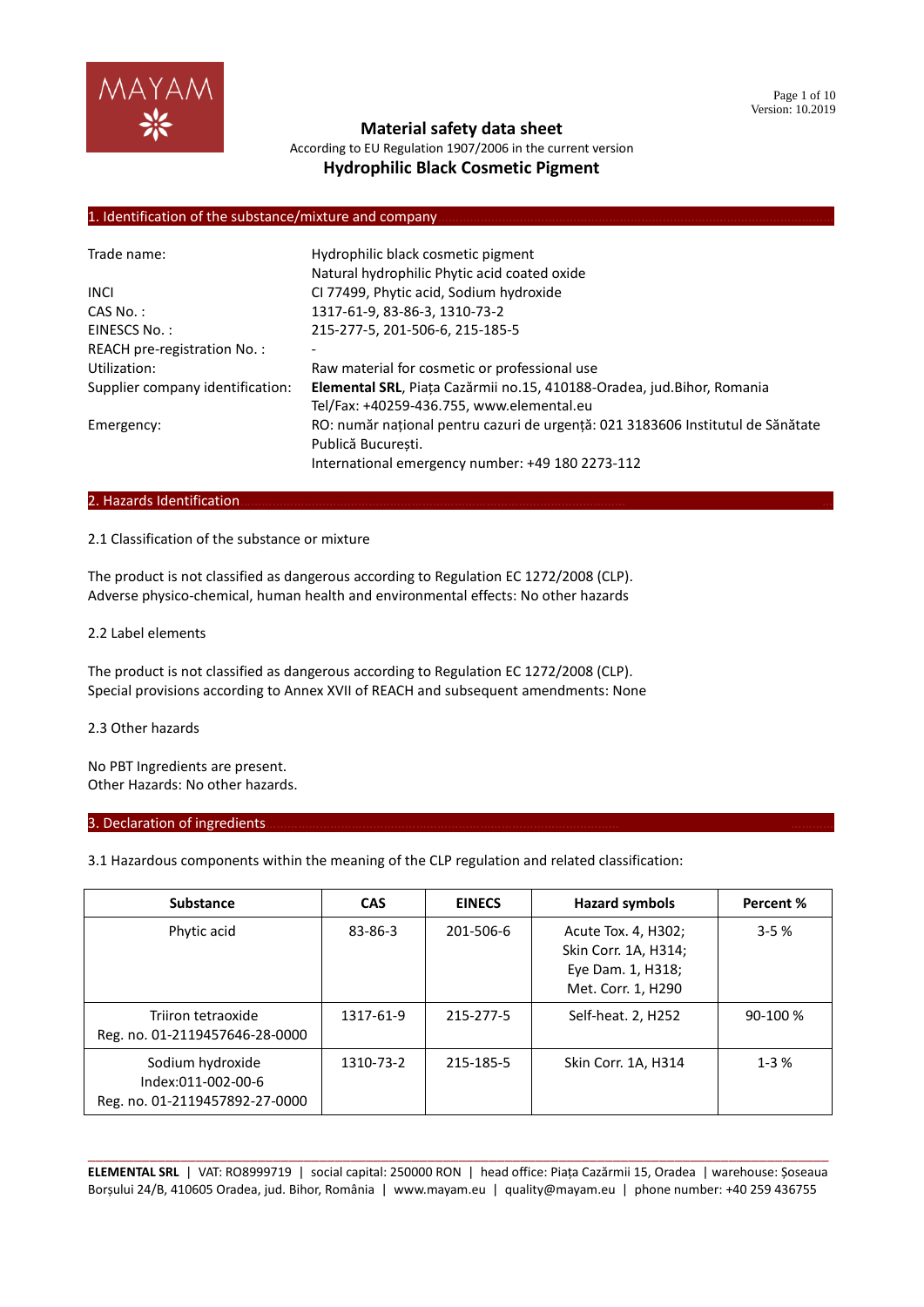# Material safety data sheet

According to EU Regulation 1907/2006 in the current version

**Hydrophilic Black Cosmetic Pigment**

## 1. Identification of the substance/mixture and company

| | |
|---|---|
| Trade name: | Hydrophilic black cosmetic pigment<br>Natural hydrophilic Phytic acid coated oxide |
| INCI | CI 77499, Phytic acid, Sodium hydroxide |
| CAS No. : | 1317-61-9, 83-86-3, 1310-73-2 |
| EINESCS No. : | 215-277-5, 201-506-6, 215-185-5 |
| REACH pre-registration No. : | - |
| Utilization: | Raw material for cosmetic or professional use |
| Supplier company identification: | **Elemental SRL**, Piața Cazărmii no.15, 410188-Oradea, jud.Bihor, Romania<br>Tel/Fax: +40259-436.755, www.elemental.eu |
| Emergency: | RO: număr național pentru cazuri de urgență: 021 3183606 Institutul de Sănătate Publică București.<br>International emergency number: +49 180 2273-112 |

## 2. Hazards Identification

2.1 Classification of the substance or mixture

The product is not classified as dangerous according to Regulation EC 1272/2008 (CLP).
Adverse physico-chemical, human health and environmental effects: No other hazards

2.2 Label elements

The product is not classified as dangerous according to Regulation EC 1272/2008 (CLP).
Special provisions according to Annex XVII of REACH and subsequent amendments: None

2.3 Other hazards

No PBT Ingredients are present.
Other Hazards: No other hazards.

## 3. Declaration of ingredients

3.1 Hazardous components within the meaning of the CLP regulation and related classification:

| Substance | CAS | EINECS | Hazard symbols | Percent % |
|---|---|---|---|---|
| Phytic acid | 83-86-3 | 201-506-6 | Acute Tox. 4, H302; Skin Corr. 1A, H314; Eye Dam. 1, H318; Met. Corr. 1, H290 | 3-5 % |
| Triiron tetraoxide<br>Reg. no. 01-2119457646-28-0000 | 1317-61-9 | 215-277-5 | Self-heat. 2, H252 | 90-100 % |
| Sodium hydroxide<br>Index:011-002-00-6<br>Reg. no. 01-2119457892-27-0000 | 1310-73-2 | 215-185-5 | Skin Corr. 1A, H314 | 1-3 % |

**ELEMENTAL SRL** | VAT: RO8999719 | social capital: 250000 RON | head office: Piața Cazărmii 15, Oradea | warehouse: Șoseaua Borșului 24/B, 410605 Oradea, jud. Bihor, România | www.mayam.eu | quality@mayam.eu | phone number: +40 259 436755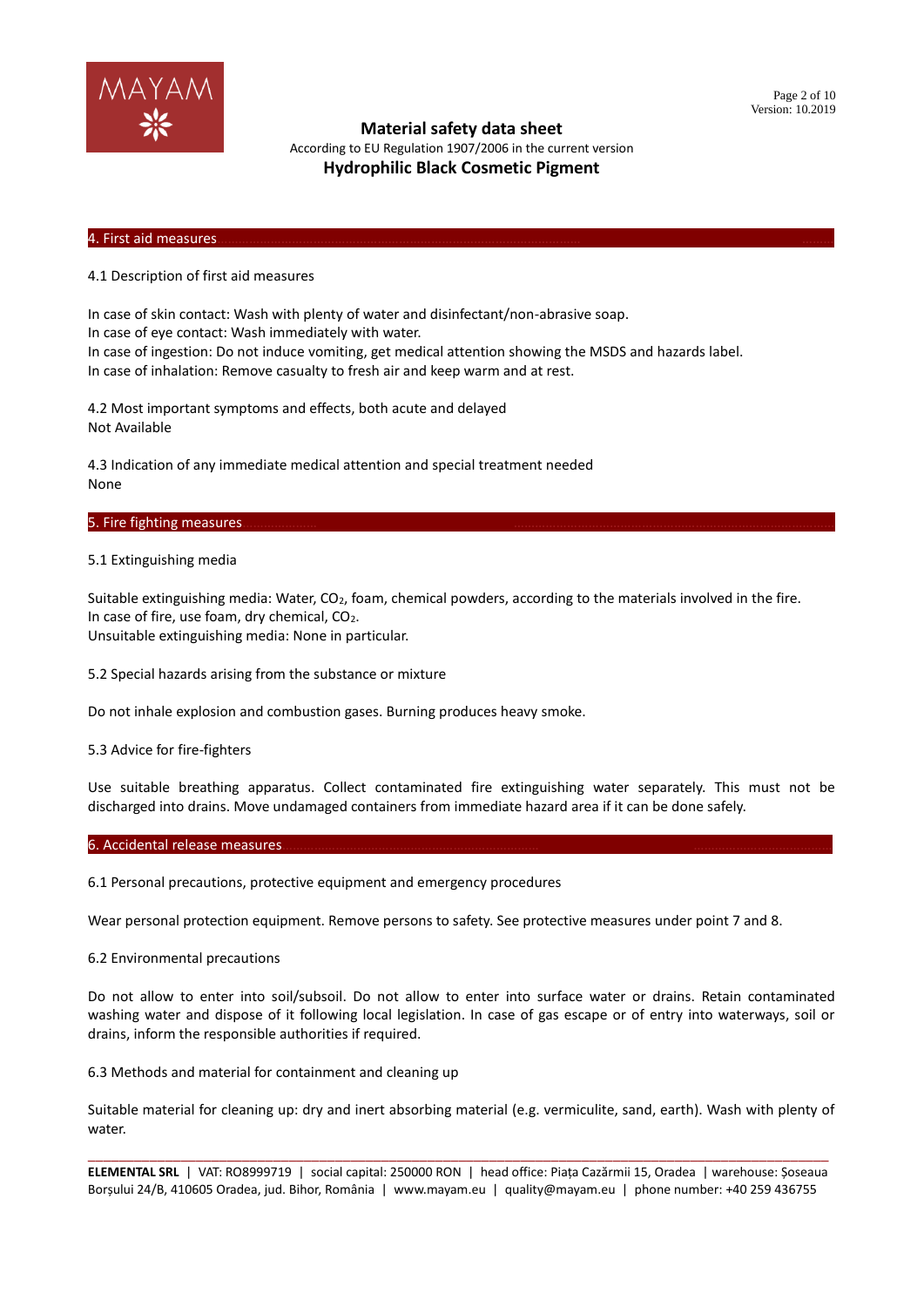## 4. First aid measures

4.1 Description of first aid measures

In case of skin contact: Wash with plenty of water and disinfectant/non-abrasive soap.
In case of eye contact: Wash immediately with water.
In case of ingestion: Do not induce vomiting, get medical attention showing the MSDS and hazards label.
In case of inhalation: Remove casualty to fresh air and keep warm and at rest.

4.2 Most important symptoms and effects, both acute and delayed
Not Available

4.3 Indication of any immediate medical attention and special treatment needed
None

## 5. Fire fighting measures

5.1 Extinguishing media

Suitable extinguishing media: Water, $CO_2$, foam, chemical powders, according to the materials involved in the fire.
In case of fire, use foam, dry chemical, $CO_2$.
Unsuitable extinguishing media: None in particular.

5.2 Special hazards arising from the substance or mixture

Do not inhale explosion and combustion gases. Burning produces heavy smoke.

5.3 Advice for fire-fighters

Use suitable breathing apparatus. Collect contaminated fire extinguishing water separately. This must not be discharged into drains. Move undamaged containers from immediate hazard area if it can be done safely.

## 6. Accidental release measures

6.1 Personal precautions, protective equipment and emergency procedures

Wear personal protection equipment. Remove persons to safety. See protective measures under point 7 and 8.

6.2 Environmental precautions

Do not allow to enter into soil/subsoil. Do not allow to enter into surface water or drains. Retain contaminated washing water and dispose of it following local legislation. In case of gas escape or of entry into waterways, soil or drains, inform the responsible authorities if required.

6.3 Methods and material for containment and cleaning up

Suitable material for cleaning up: dry and inert absorbing material (e.g. vermiculite, sand, earth). Wash with plenty of water.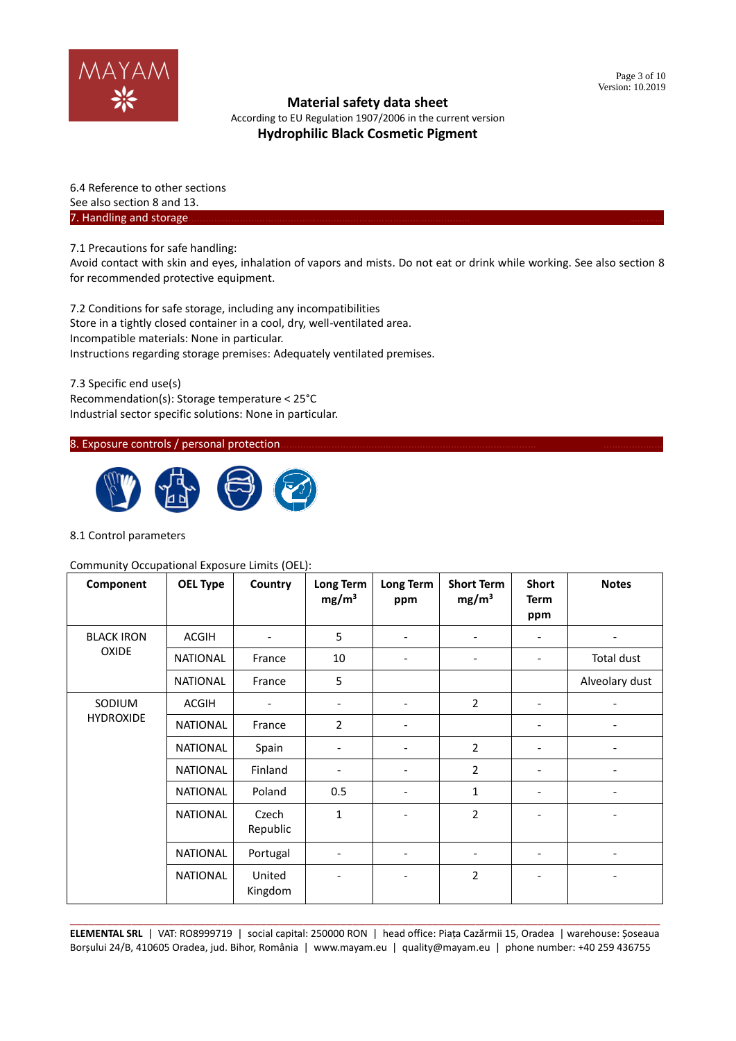6.4 Reference to other sections
See also section 8 and 13.

## 7. Handling and storage

7.1 Precautions for safe handling:
Avoid contact with skin and eyes, inhalation of vapors and mists. Do not eat or drink while working. See also section 8 for recommended protective equipment.

7.2 Conditions for safe storage, including any incompatibilities
Store in a tightly closed container in a cool, dry, well-ventilated area.
Incompatible materials: None in particular.
Instructions regarding storage premises: Adequately ventilated premises.

7.3 Specific end use(s)
Recommendation(s): Storage temperature < 25°C
Industrial sector specific solutions: None in particular.

## 8. Exposure controls / personal protection

8.1 Control parameters

Community Occupational Exposure Limits (OEL):

| Component | OEL Type | Country | Long Term $mg/m^3$ | Long Term ppm | Short Term $mg/m^3$ | Short Term ppm | Notes |
|---|---|---|---|---|---|---|---|
| BLACK IRON OXIDE | ACGIH | - | 5 | - | - | - | - |
| | NATIONAL | France | 10 | - | - | - | Total dust |
| | NATIONAL | France | 5 | | | | Alveolary dust |
| SODIUM HYDROXIDE | ACGIH | - | - | - | 2 | - | - |
| | NATIONAL | France | 2 | - | | - | - |
| | NATIONAL | Spain | - | - | 2 | - | - |
| | NATIONAL | Finland | - | - | 2 | - | - |
| | NATIONAL | Poland | 0.5 | - | 1 | - | - |
| | NATIONAL | Czech Republic | 1 | - | 2 | - | - |
| | NATIONAL | Portugal | - | - | - | - | - |
| | NATIONAL | United Kingdom | - | - | 2 | - | - |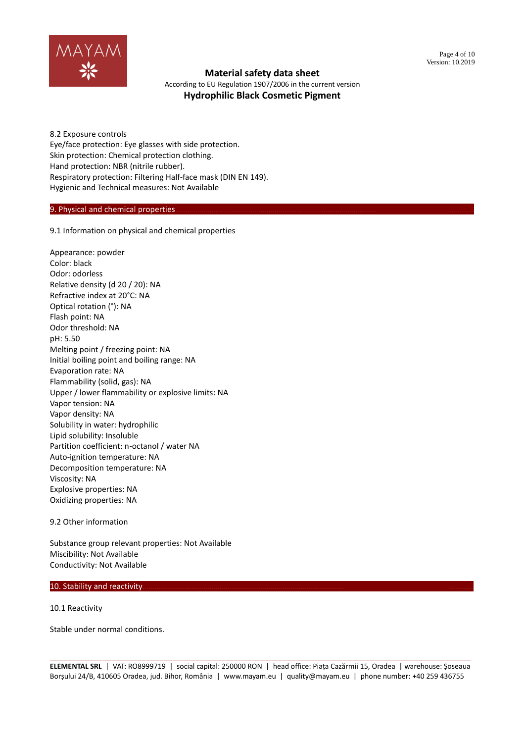8.2 Exposure controls
Eye/face protection: Eye glasses with side protection.
Skin protection: Chemical protection clothing.
Hand protection: NBR (nitrile rubber).
Respiratory protection: Filtering Half-face mask (DIN EN 149).
Hygienic and Technical measures: Not Available

## 9. Physical and chemical properties

9.1 Information on physical and chemical properties

Appearance: powder
Color: black
Odor: odorless
Relative density (d 20 / 20): NA
Refractive index at 20°C: NA
Optical rotation (°): NA
Flash point: NA
Odor threshold: NA
pH: 5.50
Melting point / freezing point: NA
Initial boiling point and boiling range: NA
Evaporation rate: NA
Flammability (solid, gas): NA
Upper / lower flammability or explosive limits: NA
Vapor tension: NA
Vapor density: NA
Solubility in water: hydrophilic
Lipid solubility: Insoluble
Partition coefficient: n-octanol / water NA
Auto-ignition temperature: NA
Decomposition temperature: NA
Viscosity: NA
Explosive properties: NA
Oxidizing properties: NA

9.2 Other information

Substance group relevant properties: Not Available
Miscibility: Not Available
Conductivity: Not Available

## 10. Stability and reactivity

10.1 Reactivity

Stable under normal conditions.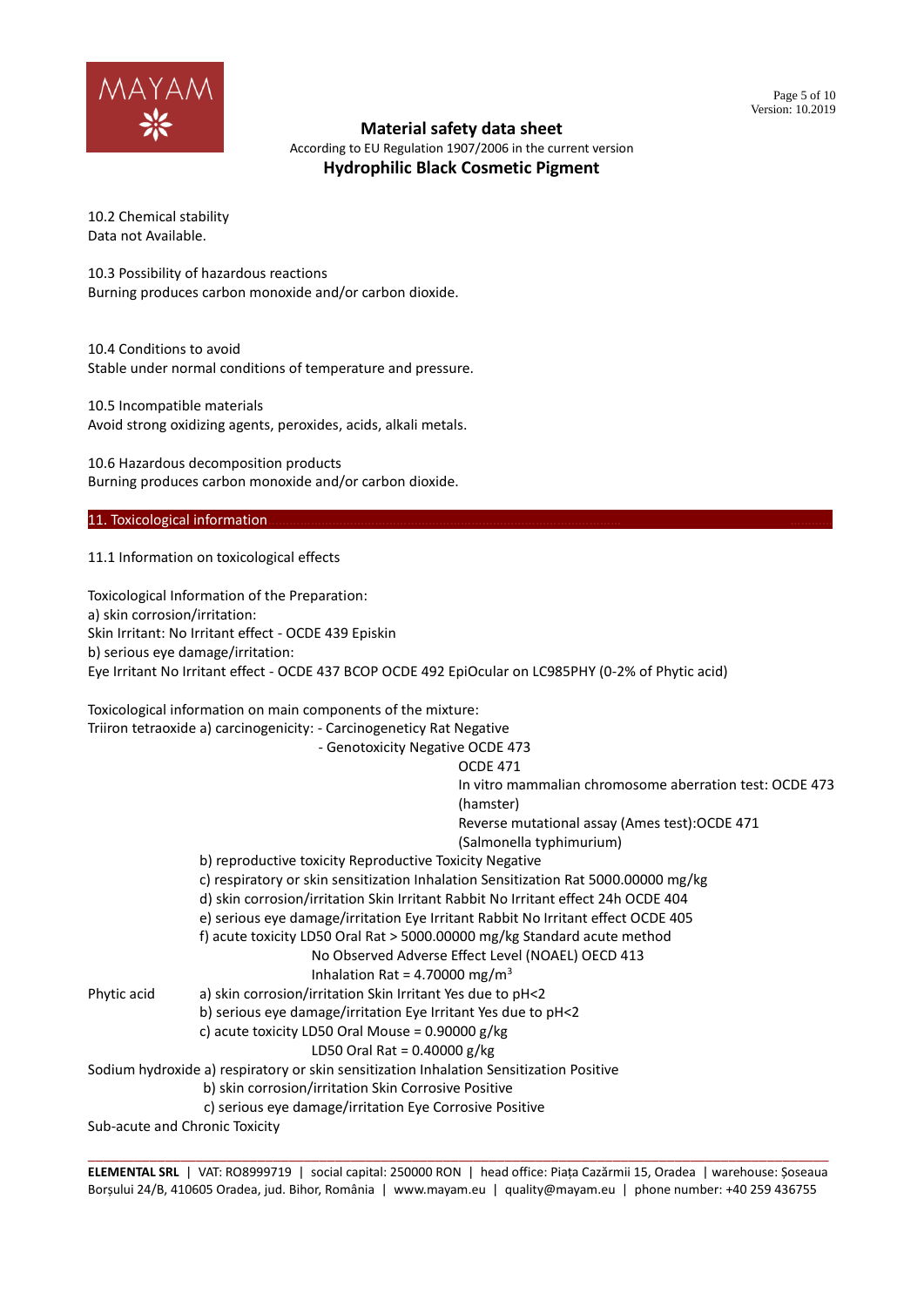10.2 Chemical stability
Data not Available.

10.3 Possibility of hazardous reactions
Burning produces carbon monoxide and/or carbon dioxide.

10.4 Conditions to avoid
Stable under normal conditions of temperature and pressure.

10.5 Incompatible materials
Avoid strong oxidizing agents, peroxides, acids, alkali metals.

10.6 Hazardous decomposition products
Burning produces carbon monoxide and/or carbon dioxide.

## 11. Toxicological information

11.1 Information on toxicological effects

Toxicological Information of the Preparation:
a) skin corrosion/irritation:
Skin Irritant: No Irritant effect - OCDE 439 Episkin
b) serious eye damage/irritation:
Eye Irritant No Irritant effect - OCDE 437 BCOP OCDE 492 EpiOcular on LC985PHY (0-2% of Phytic acid)

Toxicological information on main components of the mixture:

Triiron tetraoxide a) carcinogenicity: - Carcinogenetic Rat Negative
- Genotoxicity Negative OCDE 473
OCDE 471
In vitro mammalian chromosome aberration test: OCDE 473 (hamster)
Reverse mutational assay (Ames test):OCDE 471 (Salmonella typhimurium)
b) reproductive toxicity Reproductive Toxicity Negative
c) respiratory or skin sensitization Inhalation Sensitization Rat 5000.00000 mg/kg
d) skin corrosion/irritation Skin Irritant Rabbit No Irritant effect 24h OCDE 404
e) serious eye damage/irritation Eye Irritant Rabbit No Irritant effect OCDE 405
f) acute toxicity LD50 Oral Rat > 5000.00000 mg/kg Standard acute method
No Observed Adverse Effect Level (NOAEL) OECD 413
Inhalation Rat = 4.70000 mg/$m^3$

Phytic acid a) skin corrosion/irritation Skin Irritant Yes due to pH<2
b) serious eye damage/irritation Eye Irritant Yes due to pH<2
c) acute toxicity LD50 Oral Mouse = 0.90000 g/kg
LD50 Oral Rat = 0.40000 g/kg

Sodium hydroxide a) respiratory or skin sensitization Inhalation Sensitization Positive
b) skin corrosion/irritation Skin Corrosive Positive
c) serious eye damage/irritation Eye Corrosive Positive

Sub-acute and Chronic Toxicity

---

**ELEMENTAL SRL** | VAT: RO8999719 | social capital: 250000 RON | head office: Piața Cazărmii 15, Oradea | warehouse: Șoseaua Borșului 24/B, 410605 Oradea, jud. Bihor, România | www.mayam.eu | quality@mayam.eu | phone number: +40 259 436755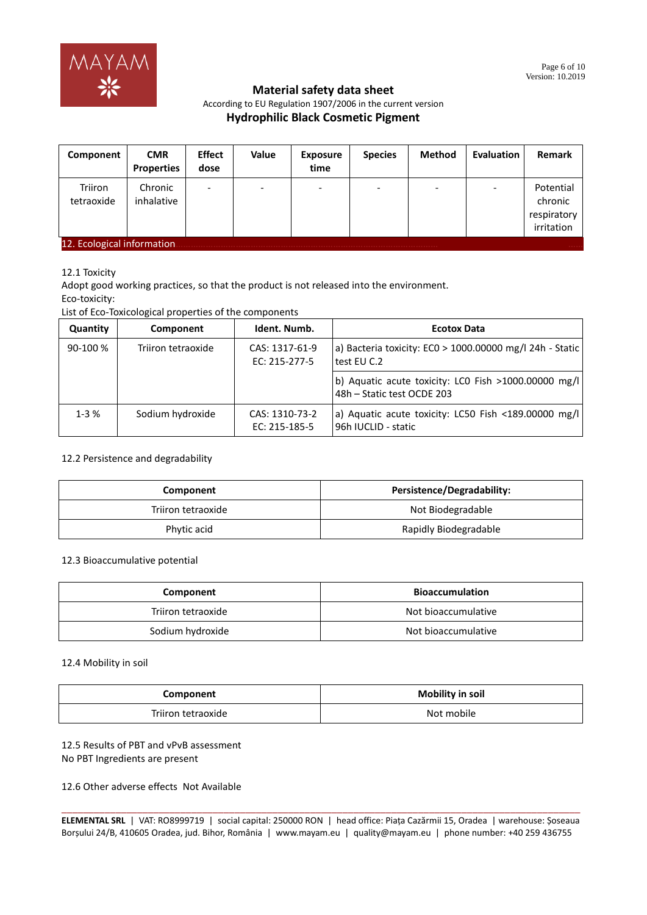| Component | CMR Properties | Effect dose | Value | Exposure time | Species | Method | Evaluation | Remark |
|---|---|---|---|---|---|---|---|---|
| Triiron tetraoxide | Chronic inhalative | - | - | - | - | - | - | Potential chronic respiratory irritation |

## 12. Ecological information

12.1 Toxicity

Adopt good working practices, so that the product is not released into the environment.

Eco-toxicity:

List of Eco-Toxicological properties of the components

| Quantity | Component | Ident. Numb. | Ecotox Data |
|---|---|---|---|
| 90-100 % | Triiron tetraoxide | CAS: 1317-61-9<br>EC: 215-277-5 | a) Bacteria toxicity: EC0 > 1000.00000 mg/l 24h - Static test EU C.2 |
| | | | b) Aquatic acute toxicity: LC0 Fish >1000.00000 mg/l 48h – Static test OCDE 203 |
| 1-3 % | Sodium hydroxide | CAS: 1310-73-2<br>EC: 215-185-5 | a) Aquatic acute toxicity: LC50 Fish <189.00000 mg/l 96h IUCLID - static |

12.2 Persistence and degradability

| Component | Persistence/Degradability: |
|---|---|
| Triiron tetraoxide | Not Biodegradable |
| Phytic acid | Rapidly Biodegradable |

12.3 Bioaccumulative potential

| Component | Bioaccumulation |
|---|---|
| Triiron tetraoxide | Not bioaccumulative |
| Sodium hydroxide | Not bioaccumulative |

12.4 Mobility in soil

| Component | Mobility in soil |
|---|---|
| Triiron tetraoxide | Not mobile |

12.5 Results of PBT and vPvB assessment

No PBT Ingredients are present

12.6 Other adverse effects Not Available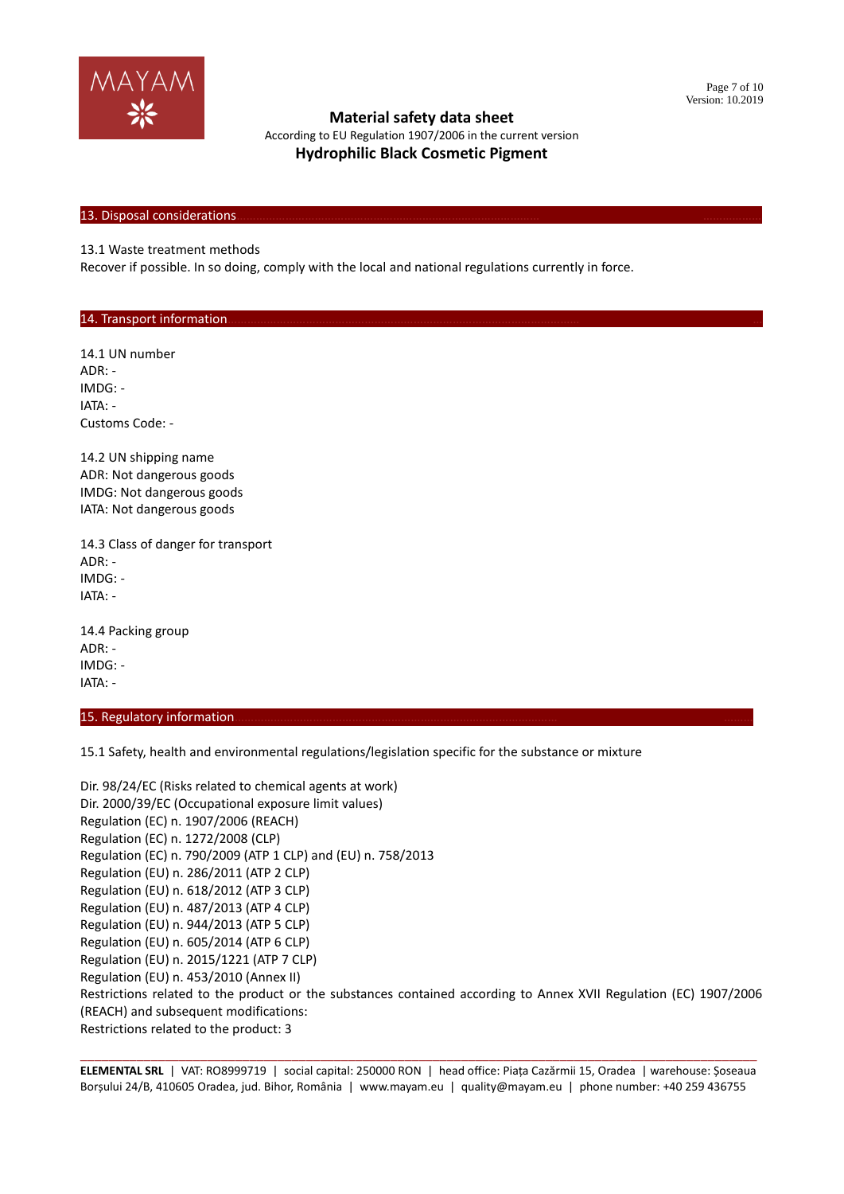## 13. Disposal considerations

13.1 Waste treatment methods

Recover if possible. In so doing, comply with the local and national regulations currently in force.

## 14. Transport information

14.1 UN number

ADR: -

IMDG: -

IATA: -

Customs Code: -

14.2 UN shipping name

ADR: Not dangerous goods

IMDG: Not dangerous goods

IATA: Not dangerous goods

14.3 Class of danger for transport

ADR: -

IMDG: -

IATA: -

14.4 Packing group

ADR: -

IMDG: -

IATA: -

## 15. Regulatory information

15.1 Safety, health and environmental regulations/legislation specific for the substance or mixture

Dir. 98/24/EC (Risks related to chemical agents at work)
Dir. 2000/39/EC (Occupational exposure limit values)
Regulation (EC) n. 1907/2006 (REACH)
Regulation (EC) n. 1272/2008 (CLP)
Regulation (EC) n. 790/2009 (ATP 1 CLP) and (EU) n. 758/2013
Regulation (EU) n. 286/2011 (ATP 2 CLP)
Regulation (EU) n. 618/2012 (ATP 3 CLP)
Regulation (EU) n. 487/2013 (ATP 4 CLP)
Regulation (EU) n. 944/2013 (ATP 5 CLP)
Regulation (EU) n. 605/2014 (ATP 6 CLP)
Regulation (EU) n. 2015/1221 (ATP 7 CLP)
Regulation (EU) n. 453/2010 (Annex II)
Restrictions related to the product or the substances contained according to Annex XVII Regulation (EC) 1907/2006 (REACH) and subsequent modifications:
Restrictions related to the product: 3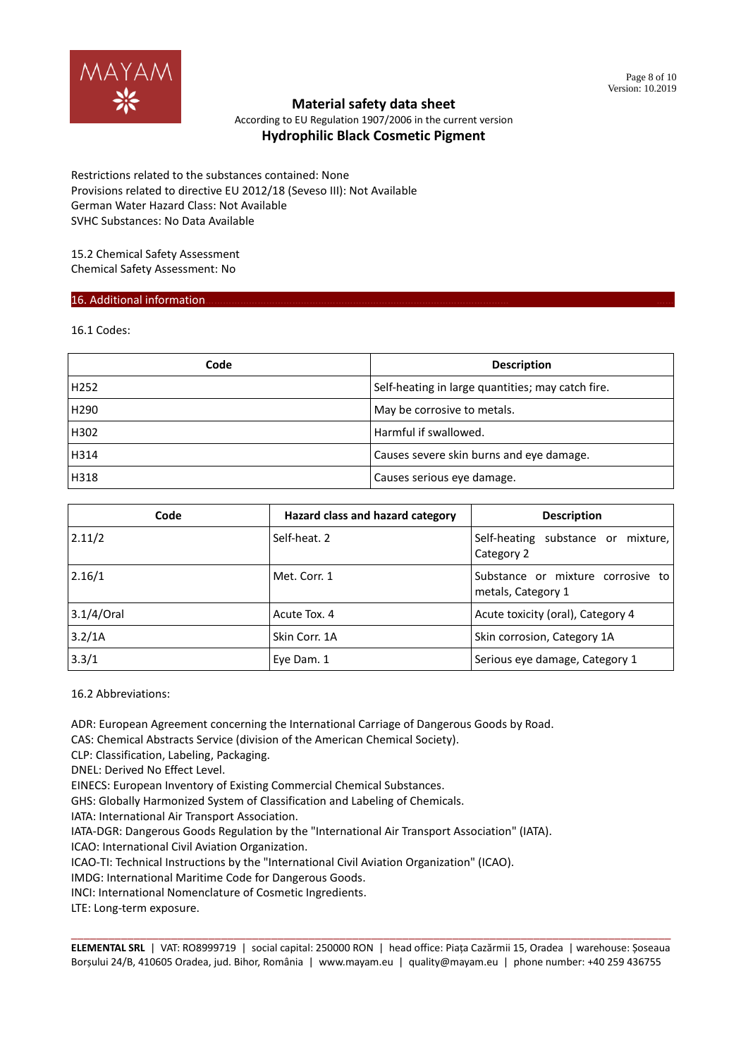Restrictions related to the substances contained: None
Provisions related to directive EU 2012/18 (Seveso III): Not Available
German Water Hazard Class: Not Available
SVHC Substances: No Data Available

15.2 Chemical Safety Assessment
Chemical Safety Assessment: No

## 16. Additional information

16.1 Codes:

| Code | Description |
|---|---|
| H252 | Self-heating in large quantities; may catch fire. |
| H290 | May be corrosive to metals. |
| H302 | Harmful if swallowed. |
| H314 | Causes severe skin burns and eye damage. |
| H318 | Causes serious eye damage. |

| Code | Hazard class and hazard category | Description |
|---|---|---|
| 2.11/2 | Self-heat. 2 | Self-heating substance or mixture, Category 2 |
| 2.16/1 | Met. Corr. 1 | Substance or mixture corrosive to metals, Category 1 |
| 3.1/4/Oral | Acute Tox. 4 | Acute toxicity (oral), Category 4 |
| 3.2/1A | Skin Corr. 1A | Skin corrosion, Category 1A |
| 3.3/1 | Eye Dam. 1 | Serious eye damage, Category 1 |

16.2 Abbreviations:

ADR: European Agreement concerning the International Carriage of Dangerous Goods by Road.
CAS: Chemical Abstracts Service (division of the American Chemical Society).
CLP: Classification, Labeling, Packaging.
DNEL: Derived No Effect Level.
EINECS: European Inventory of Existing Commercial Chemical Substances.
GHS: Globally Harmonized System of Classification and Labeling of Chemicals.
IATA: International Air Transport Association.
IATA-DGR: Dangerous Goods Regulation by the "International Air Transport Association" (IATA).
ICAO: International Civil Aviation Organization.
ICAO-TI: Technical Instructions by the "International Civil Aviation Organization" (ICAO).
IMDG: International Maritime Code for Dangerous Goods.
INCI: International Nomenclature of Cosmetic Ingredients.
LTE: Long-term exposure.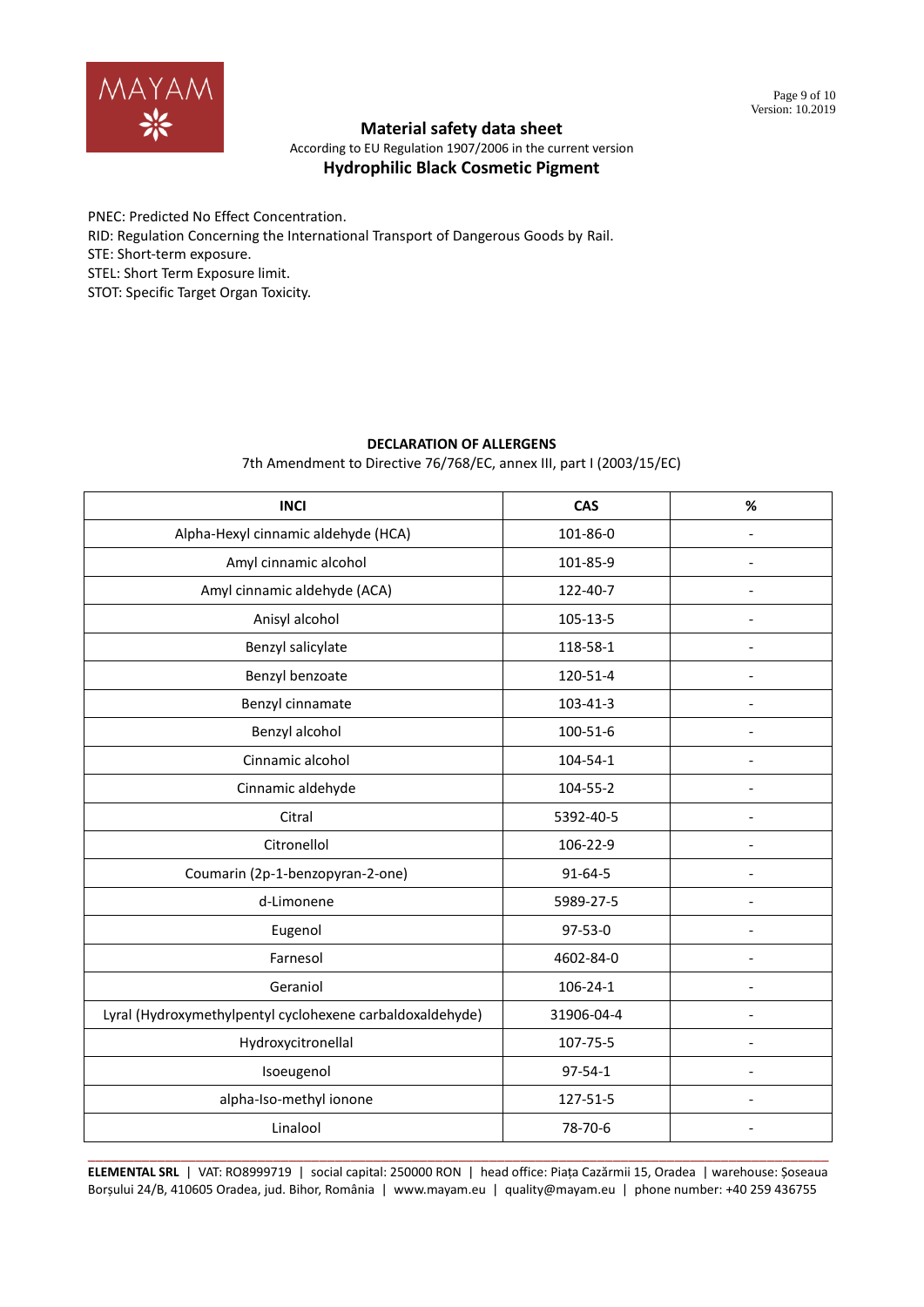PNEC: Predicted No Effect Concentration.
RID: Regulation Concerning the International Transport of Dangerous Goods by Rail.
STE: Short-term exposure.
STEL: Short Term Exposure limit.
STOT: Specific Target Organ Toxicity.

**DECLARATION OF ALLERGENS**

7th Amendment to Directive 76/768/EC, annex III, part I (2003/15/EC)

| INCI | CAS | % |
|---|---|---|
| Alpha-Hexyl cinnamic aldehyde (HCA) | 101-86-0 | - |
| Amyl cinnamic alcohol | 101-85-9 | - |
| Amyl cinnamic aldehyde (ACA) | 122-40-7 | - |
| Anisyl alcohol | 105-13-5 | - |
| Benzyl salicylate | 118-58-1 | - |
| Benzyl benzoate | 120-51-4 | - |
| Benzyl cinnamate | 103-41-3 | - |
| Benzyl alcohol | 100-51-6 | - |
| Cinnamic alcohol | 104-54-1 | - |
| Cinnamic aldehyde | 104-55-2 | - |
| Citral | 5392-40-5 | - |
| Citronellol | 106-22-9 | - |
| Coumarin (2p-1-benzopyran-2-one) | 91-64-5 | - |
| d-Limonene | 5989-27-5 | - |
| Eugenol | 97-53-0 | - |
| Farnesol | 4602-84-0 | - |
| Geraniol | 106-24-1 | - |
| Lyral (Hydroxymethylpentyl cyclohexene carbaldoxaldehyde) | 31906-04-4 | - |
| Hydroxycitronellal | 107-75-5 | - |
| Isoeugenol | 97-54-1 | - |
| alpha-Iso-methyl ionone | 127-51-5 | - |
| Linalool | 78-70-6 | - |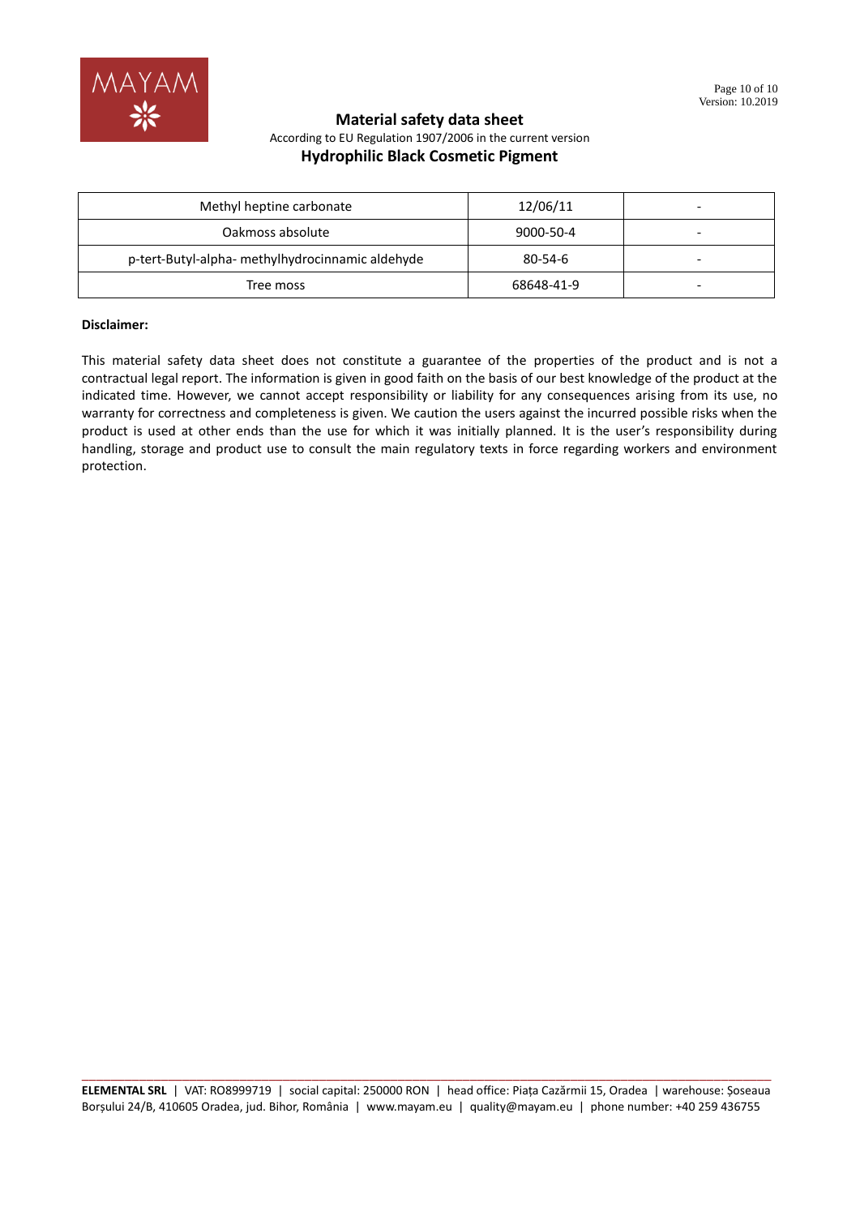| | | |
|---|---|---|
| Methyl heptine carbonate | 12/06/11 | - |
| Oakmoss absolute | 9000-50-4 | - |
| p-tert-Butyl-alpha- methylhydrocinnamic aldehyde | 80-54-6 | - |
| Tree moss | 68648-41-9 | - |

**Disclaimer:**

This material safety data sheet does not constitute a guarantee of the properties of the product and is not a contractual legal report. The information is given in good faith on the basis of our best knowledge of the product at the indicated time. However, we cannot accept responsibility or liability for any consequences arising from its use, no warranty for correctness and completeness is given. We caution the users against the incurred possible risks when the product is used at other ends than the use for which it was initially planned. It is the user's responsibility during handling, storage and product use to consult the main regulatory texts in force regarding workers and environment protection.